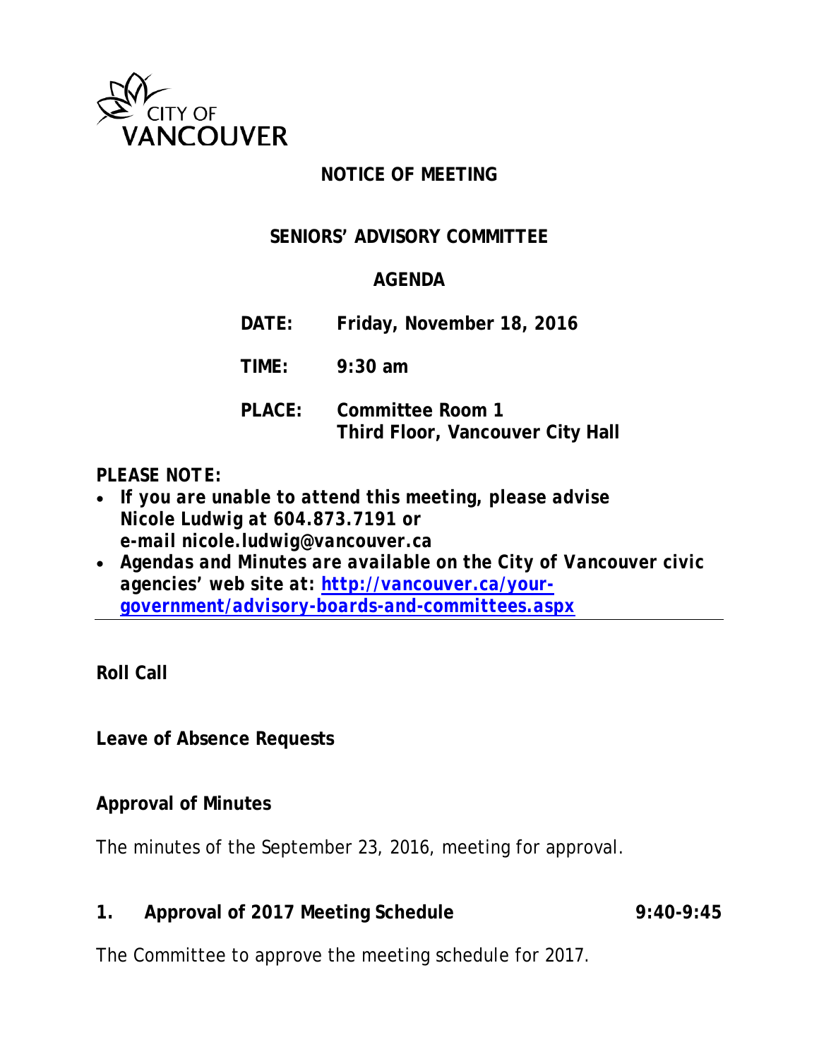CITY OF
VANCOUVER

# NOTICE OF MEETING

## SENIORS' ADVISORY COMMITTEE

## AGENDA

**DATE:** **Friday, November 18, 2016**

**TIME:** **9:30 am**

**PLACE:** **Committee Room 1**
**Third Floor, Vancouver City Hall**

***PLEASE NOTE:***

- ***If you are unable to attend this meeting, please advise Nicole Ludwig at 604.873.7191 or e-mail nicole.ludwig@vancouver.ca***
- ***Agendas and Minutes are available on the City of Vancouver civic agencies' web site at: [http://vancouver.ca/your-government/advisory-boards-and-committees.aspx](http://vancouver.ca/your-government/advisory-boards-and-committees.aspx)***

---

**Roll Call**

**Leave of Absence Requests**

**Approval of Minutes**

The minutes of the September 23, 2016, meeting for approval.

**1. Approval of 2017 Meeting Schedule** **9:40-9:45**

The Committee to approve the meeting schedule for 2017.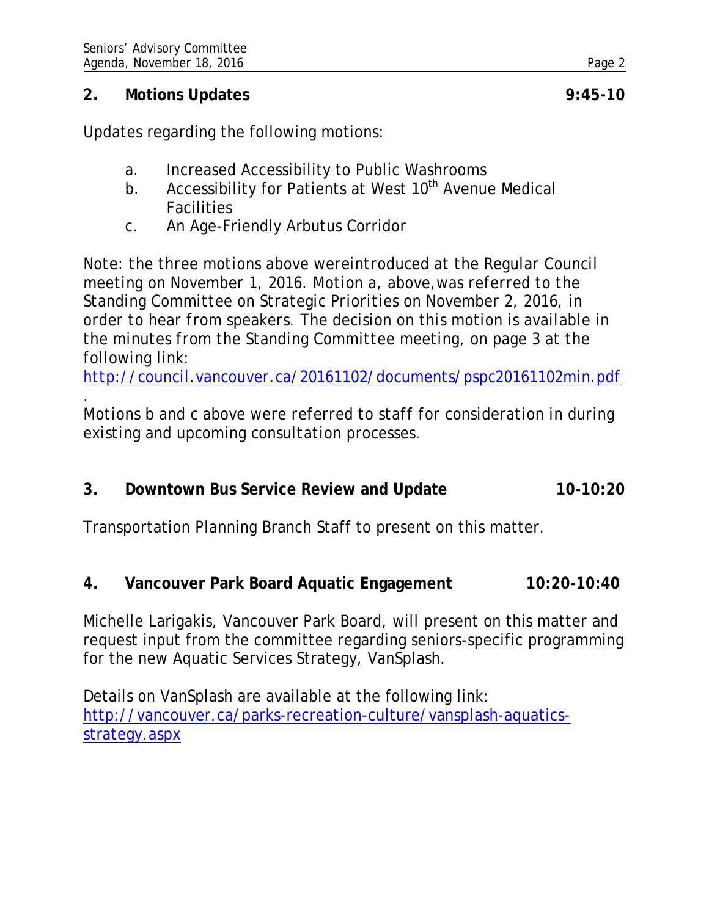## 2. Motions Updates 9:45-10

Updates regarding the following motions:

a. Increased Accessibility to Public Washrooms
b. Accessibility for Patients at West 10th Avenue Medical Facilities
c. An Age-Friendly Arbutus Corridor

Note: the three motions above wereintroduced at the Regular Council meeting on November 1, 2016. Motion a, above,was referred to the Standing Committee on Strategic Priorities on November 2, 2016, in order to hear from speakers. The decision on this motion is available in the minutes from the Standing Committee meeting, on page 3 at the following link:
http://council.vancouver.ca/20161102/documents/pspc20161102min.pdf
.
Motions b and c above were referred to staff for consideration in during existing and upcoming consultation processes.

## 3. Downtown Bus Service Review and Update 10-10:20

Transportation Planning Branch Staff to present on this matter.

## 4. Vancouver Park Board Aquatic Engagement 10:20-10:40

Michelle Larigakis, Vancouver Park Board, will present on this matter and request input from the committee regarding seniors-specific programming for the new Aquatic Services Strategy, VanSplash.

Details on VanSplash are available at the following link:
http://vancouver.ca/parks-recreation-culture/vansplash-aquatics-strategy.aspx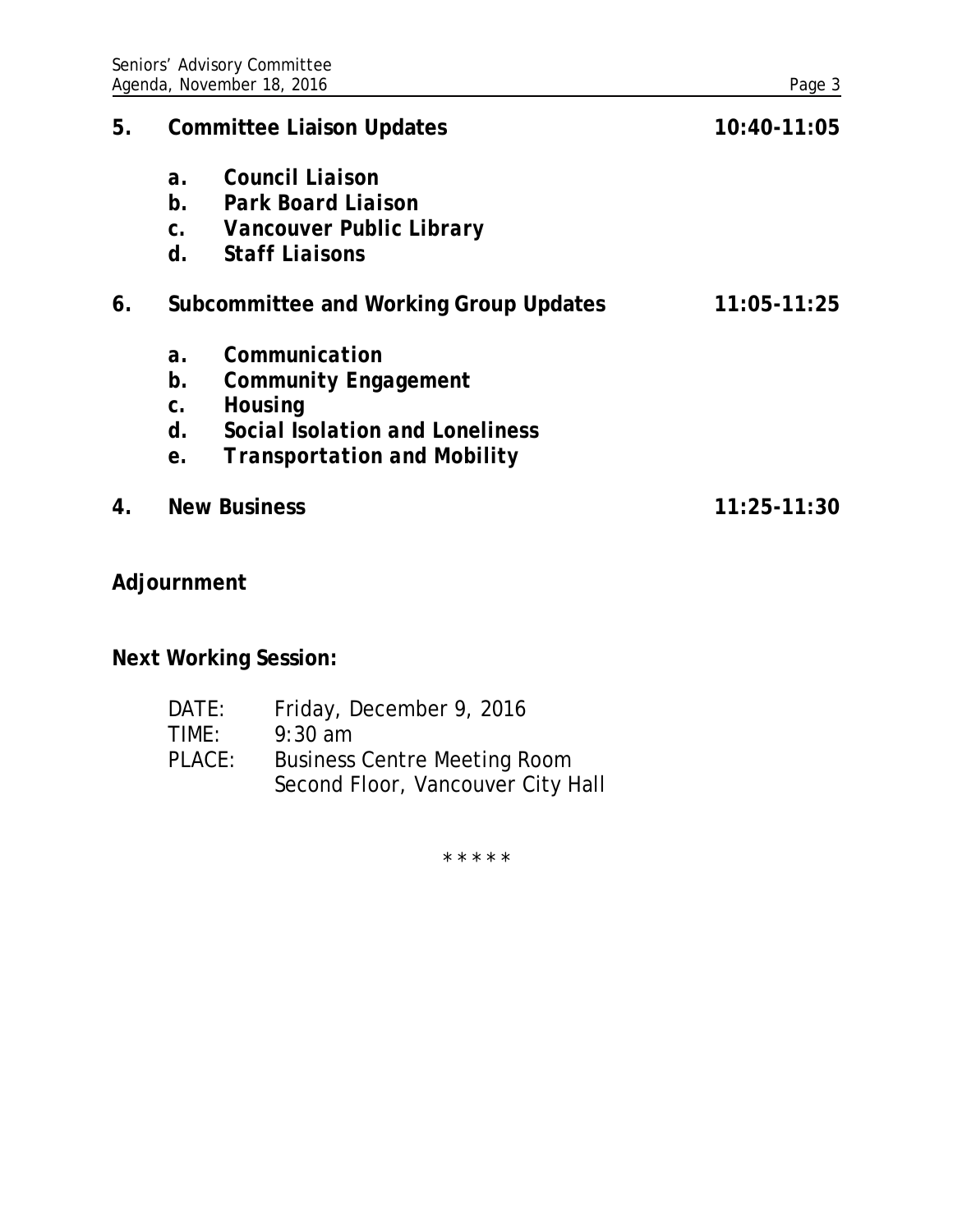**5. Committee Liaison Updates** **10:40-11:05**

a. ***Council Liaison***
b. ***Park Board Liaison***
c. ***Vancouver Public Library***
d. ***Staff Liaisons***

**6. Subcommittee and Working Group Updates** **11:05-11:25**

a. ***Communication***
b. ***Community Engagement***
c. ***Housing***
d. ***Social Isolation and Loneliness***
e. ***Transportation and Mobility***

**4. New Business** **11:25-11:30**

**Adjournment**

**Next Working Session:**

DATE: Friday, December 9, 2016
TIME: 9:30 am
PLACE: Business Centre Meeting Room
Second Floor, Vancouver City Hall

\* \* \* \* \*